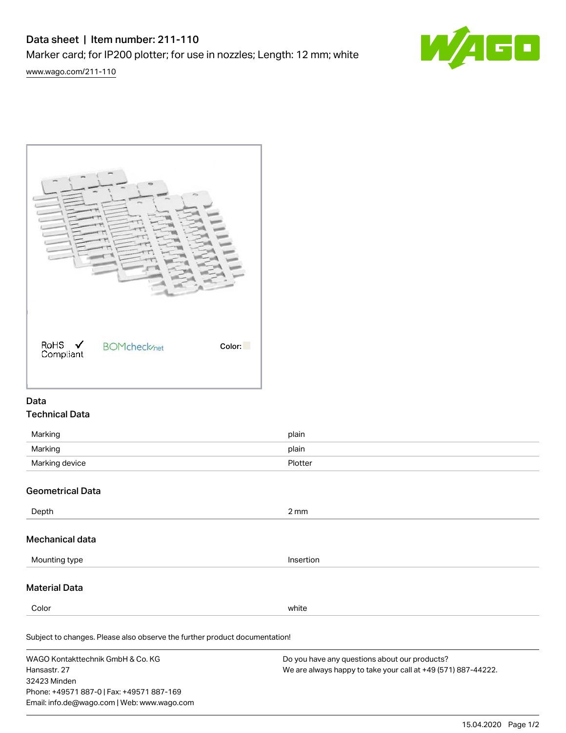# Data sheet | Item number: 211-110

Marker card; for IP200 plotter; for use in nozzles; Length: 12 mm; white

www.wago.com/211-110

RoHS ✓ Compliant

BOMcheck.net

Color:

## Data

### Technical Data

| | |
|---|---|
| Marking | plain |
| Marking | plain |
| Marking device | Plotter |

### Geometrical Data

| | |
|---|---|
| Depth | 2 mm |

### Mechanical data

| | |
|---|---|
| Mounting type | Insertion |

### Material Data

| | |
|---|---|
| Color | white |

Subject to changes. Please also observe the further product documentation!

WAGO Kontakttechnik GmbH & Co. KG
Hansastr. 27
32423 Minden
Phone: +49571 887-0 | Fax: +49571 887-169
Email: info.de@wago.com | Web: www.wago.com

Do you have any questions about our products?
We are always happy to take your call at +49 (571) 887-44222.

15.04.2020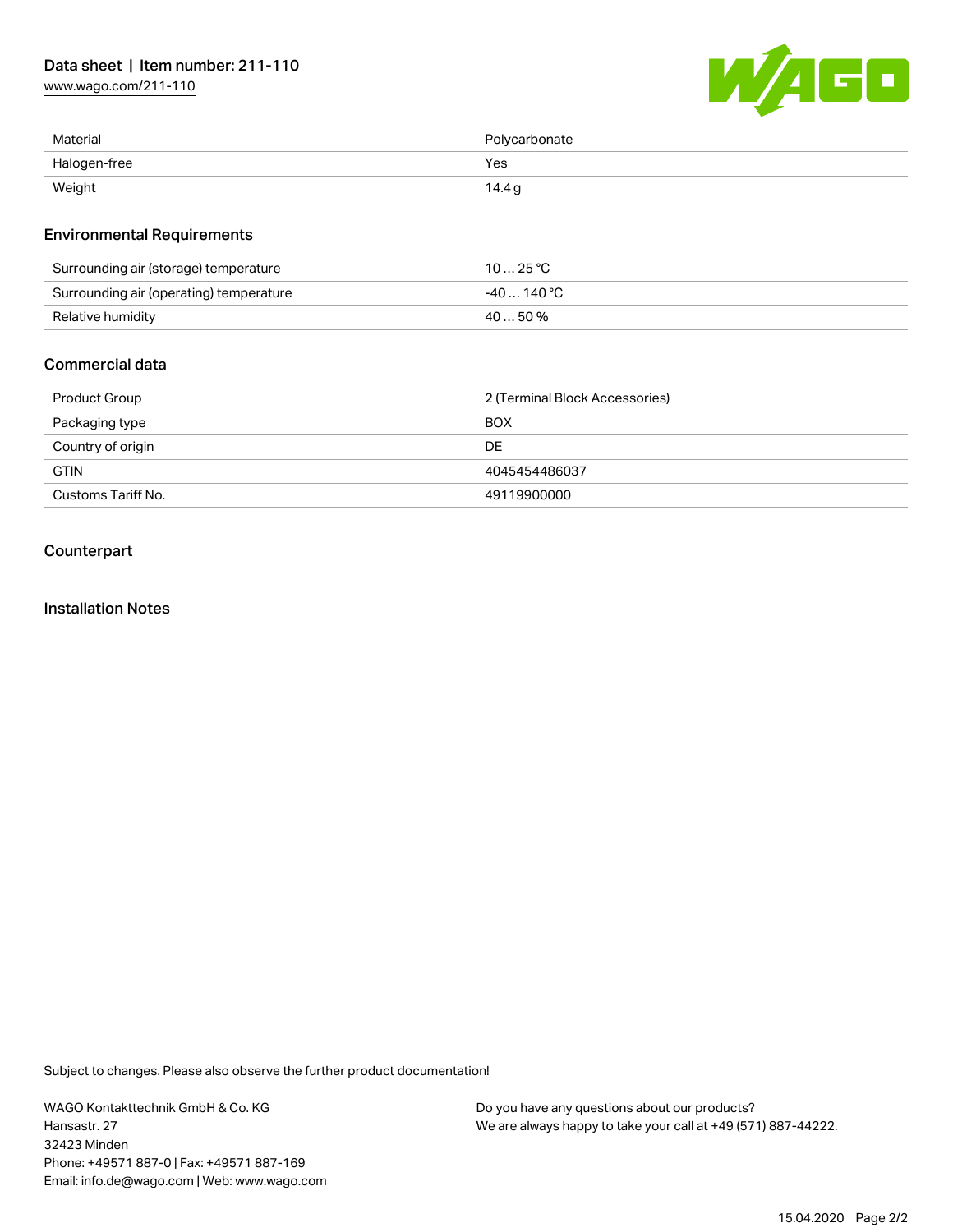| | |
|---|---|
| Material | Polycarbonate |
| Halogen-free | Yes |
| Weight | 14.4 g |

## Environmental Requirements

| | |
|---|---|
| Surrounding air (storage) temperature | 10 … 25 °C |
| Surrounding air (operating) temperature | -40 … 140 °C |
| Relative humidity | 40 … 50 % |

## Commercial data

| | |
|---|---|
| Product Group | 2 (Terminal Block Accessories) |
| Packaging type | BOX |
| Country of origin | DE |
| GTIN | 4045454486037 |
| Customs Tariff No. | 49119900000 |

## Counterpart

## Installation Notes

Subject to changes. Please also observe the further product documentation!

WAGO Kontakttechnik GmbH & Co. KG
Hansastr. 27
32423 Minden
Phone: +49571 887-0 | Fax: +49571 887-169
Email: info.de@wago.com | Web: www.wago.com

Do you have any questions about our products?
We are always happy to take your call at +49 (571) 887-44222.